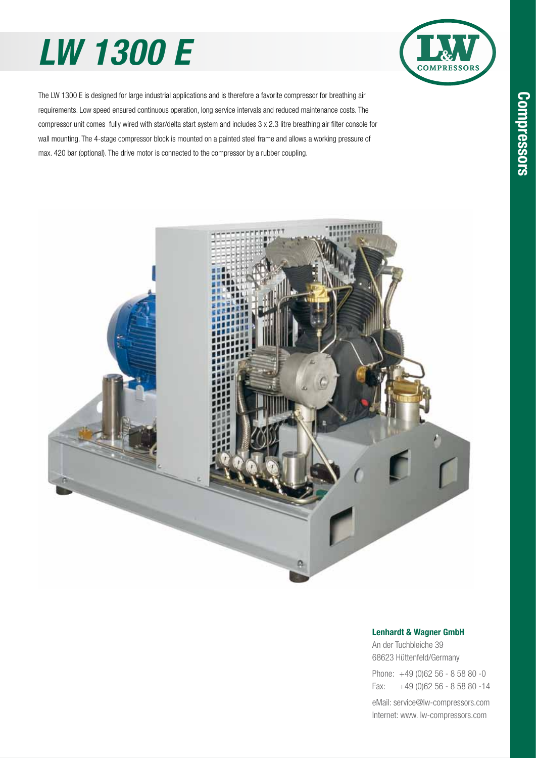# LW 1300 E

The LW 1300 E is designed for large industrial applications and is therefore a favorite compressor for breathing air requirements. Low speed ensured continuous operation, long service intervals and reduced maintenance costs. The compressor unit comes fully wired with star/delta start system and includes 3 x 2.3 litre breathing air filter console for wall mounting. The 4-stage compressor block is mounted on a painted steel frame and allows a working pressure of max. 420 bar (optional). The drive motor is connected to the compressor by a rubber coupling.

**Lenhardt & Wagner GmbH**

An der Tuchbleiche 39
68623 Hüttenfeld/Germany

Phone: +49 (0)62 56 - 8 58 80 -0
Fax: +49 (0)62 56 - 8 58 80 -14

eMail: service@lw-compressors.com
Internet: www. lw-compressors.com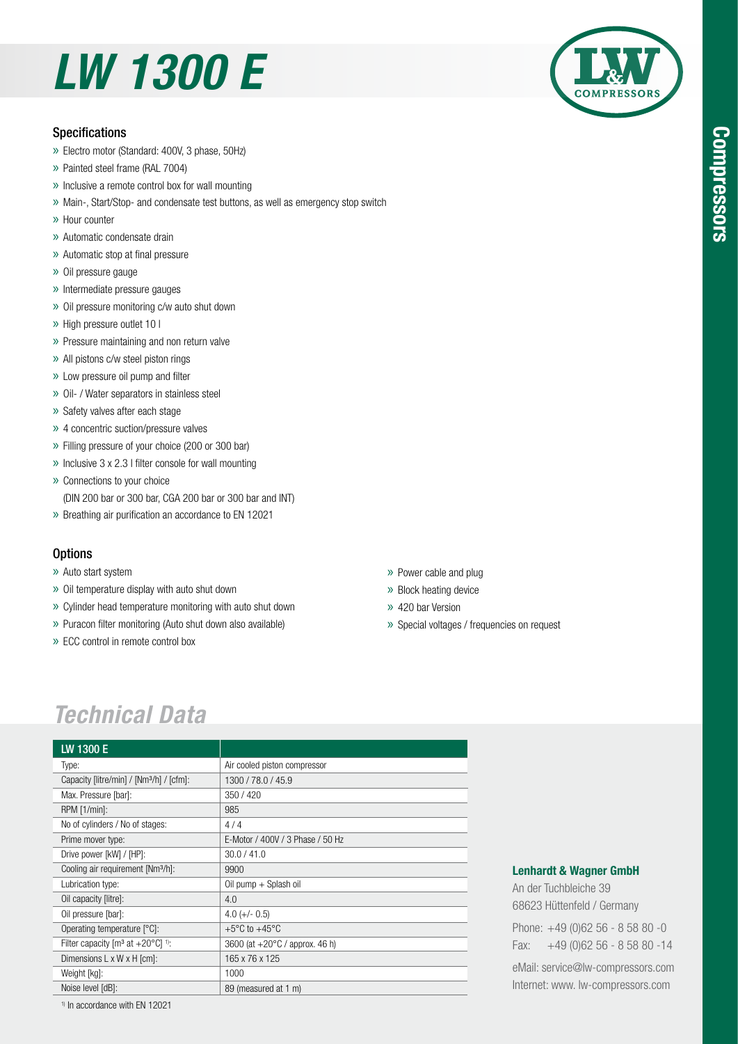# LW 1300 E

### Specifications

- » Electro motor (Standard: 400V, 3 phase, 50Hz)
- » Painted steel frame (RAL 7004)
- » Inclusive a remote control box for wall mounting
- » Main-, Start/Stop- and condensate test buttons, as well as emergency stop switch
- » Hour counter
- » Automatic condensate drain
- » Automatic stop at final pressure
- » Oil pressure gauge
- » Intermediate pressure gauges
- » Oil pressure monitoring c/w auto shut down
- » High pressure outlet 10 l
- » Pressure maintaining and non return valve
- » All pistons c/w steel piston rings
- » Low pressure oil pump and filter
- » Oil- / Water separators in stainless steel
- » Safety valves after each stage
- » 4 concentric suction/pressure valves
- » Filling pressure of your choice (200 or 300 bar)
- » Inclusive 3 x 2.3 l filter console for wall mounting
- » Connections to your choice (DIN 200 bar or 300 bar, CGA 200 bar or 300 bar and INT)
- » Breathing air purification an accordance to EN 12021

### Options

- » Auto start system
- » Oil temperature display with auto shut down
- » Cylinder head temperature monitoring with auto shut down
- » Puracon filter monitoring (Auto shut down also available)
- » ECC control in remote control box
- » Power cable and plug
- » Block heating device
- » 420 bar Version
- » Special voltages / frequencies on request

## *Technical Data*

| LW 1300 E | |
|---|---|
| Type: | Air cooled piston compressor |
| Capacity [litre/min] / [Nm³/h] / [cfm]: | 1300 / 78.0 / 45.9 |
| Max. Pressure [bar]: | 350 / 420 |
| RPM [1/min]: | 985 |
| No of cylinders / No of stages: | 4 / 4 |
| Prime mover type: | E-Motor / 400V / 3 Phase / 50 Hz |
| Drive power [kW] / [HP]: | 30.0 / 41.0 |
| Cooling air requirement [Nm³/h]: | 9900 |
| Lubrication type: | Oil pump + Splash oil |
| Oil capacity [litre]: | 4.0 |
| Oil pressure [bar]: | 4.0 (+/- 0.5) |
| Operating temperature [°C]: | +5°C to +45°C |
| Filter capacity [m³ at +20°C] [1]: | 3600 (at +20°C / approx. 46 h) |
| Dimensions L x W x H [cm]: | 165 x 76 x 125 |
| Weight [kg]: | 1000 |
| Noise level [dB]: | 89 (measured at 1 m) |

[1] In accordance with EN 12021

**Lenhardt & Wagner GmbH**

An der Tuchbleiche 39
68623 Hüttenfeld / Germany

Phone: +49 (0)62 56 - 8 58 80 -0
Fax: +49 (0)62 56 - 8 58 80 -14

eMail: service@lw-compressors.com
Internet: www. lw-compressors.com